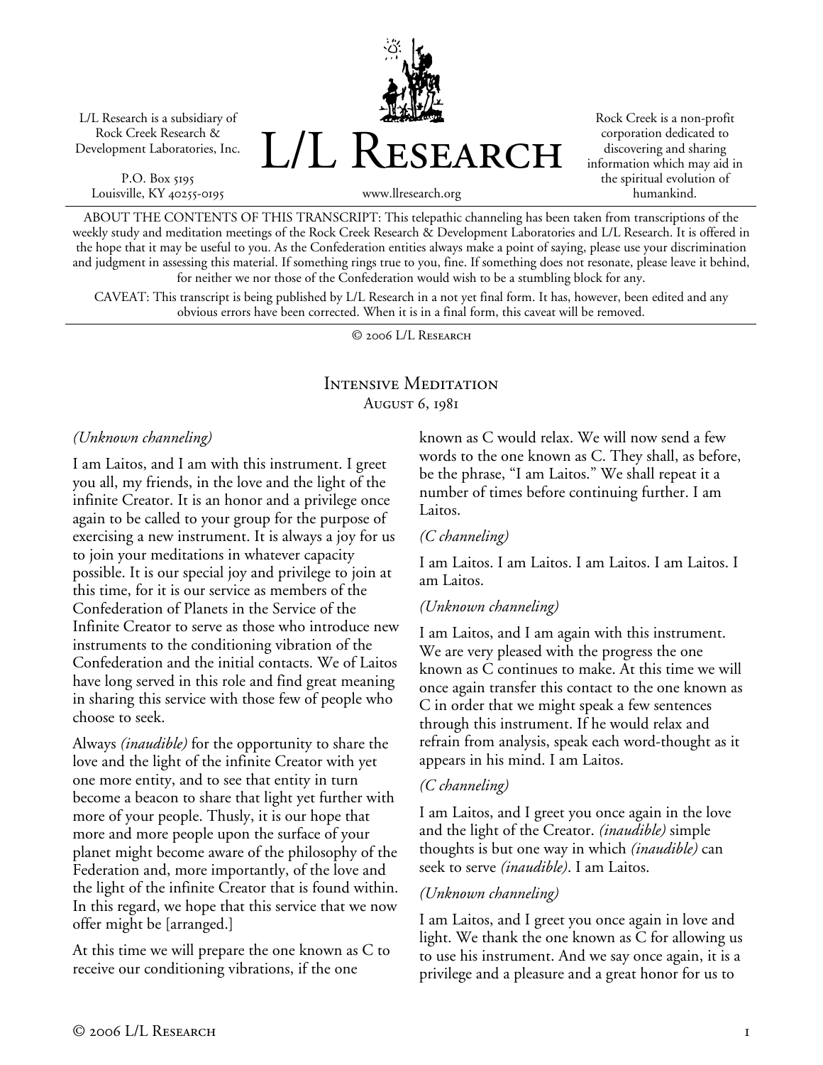L/L Research is a subsidiary of Rock Creek Research & Development Laboratories, Inc.

P.O. Box 5195
Louisville, KY 40255-0195

# L/L Research

www.llresearch.org

Rock Creek is a non-profit corporation dedicated to discovering and sharing information which may aid in the spiritual evolution of humankind.

ABOUT THE CONTENTS OF THIS TRANSCRIPT: This telepathic channeling has been taken from transcriptions of the weekly study and meditation meetings of the Rock Creek Research & Development Laboratories and L/L Research. It is offered in the hope that it may be useful to you. As the Confederation entities always make a point of saying, please use your discrimination and judgment in assessing this material. If something rings true to you, fine. If something does not resonate, please leave it behind, for neither we nor those of the Confederation would wish to be a stumbling block for any.

CAVEAT: This transcript is being published by L/L Research in a not yet final form. It has, however, been edited and any obvious errors have been corrected. When it is in a final form, this caveat will be removed.

© 2006 L/L Research

## Intensive Meditation
### August 6, 1981

*(Unknown channeling)*

I am Laitos, and I am with this instrument. I greet you all, my friends, in the love and the light of the infinite Creator. It is an honor and a privilege once again to be called to your group for the purpose of exercising a new instrument. It is always a joy for us to join your meditations in whatever capacity possible. It is our special joy and privilege to join at this time, for it is our service as members of the Confederation of Planets in the Service of the Infinite Creator to serve as those who introduce new instruments to the conditioning vibration of the Confederation and the initial contacts. We of Laitos have long served in this role and find great meaning in sharing this service with those few of people who choose to seek.

Always *(inaudible)* for the opportunity to share the love and the light of the infinite Creator with yet one more entity, and to see that entity in turn become a beacon to share that light yet further with more of your people. Thusly, it is our hope that more and more people upon the surface of your planet might become aware of the philosophy of the Federation and, more importantly, of the love and the light of the infinite Creator that is found within. In this regard, we hope that this service that we now offer might be [arranged.]

At this time we will prepare the one known as C to receive our conditioning vibrations, if the one known as C would relax. We will now send a few words to the one known as C. They shall, as before, be the phrase, "I am Laitos." We shall repeat it a number of times before continuing further. I am Laitos.

*(C channeling)*

I am Laitos. I am Laitos. I am Laitos. I am Laitos. I am Laitos.

*(Unknown channeling)*

I am Laitos, and I am again with this instrument. We are very pleased with the progress the one known as C continues to make. At this time we will once again transfer this contact to the one known as C in order that we might speak a few sentences through this instrument. If he would relax and refrain from analysis, speak each word-thought as it appears in his mind. I am Laitos.

*(C channeling)*

I am Laitos, and I greet you once again in the love and the light of the Creator. *(inaudible)* simple thoughts is but one way in which *(inaudible)* can seek to serve *(inaudible)*. I am Laitos.

*(Unknown channeling)*

I am Laitos, and I greet you once again in love and light. We thank the one known as C for allowing us to use his instrument. And we say once again, it is a privilege and a pleasure and a great honor for us to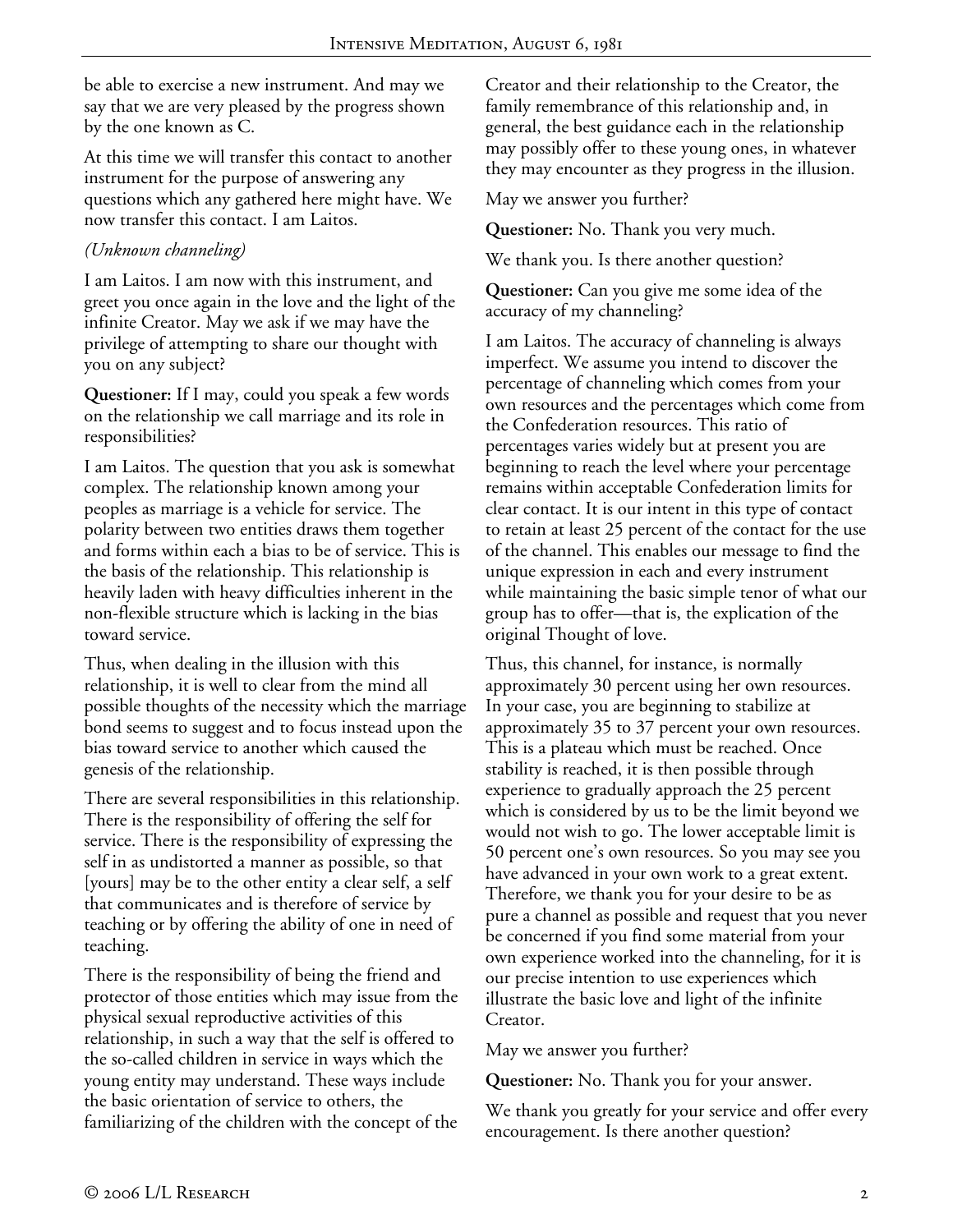be able to exercise a new instrument. And may we say that we are very pleased by the progress shown by the one known as C.

At this time we will transfer this contact to another instrument for the purpose of answering any questions which any gathered here might have. We now transfer this contact. I am Laitos.

*(Unknown channeling)*

I am Laitos. I am now with this instrument, and greet you once again in the love and the light of the infinite Creator. May we ask if we may have the privilege of attempting to share our thought with you on any subject?

**Questioner:** If I may, could you speak a few words on the relationship we call marriage and its role in responsibilities?

I am Laitos. The question that you ask is somewhat complex. The relationship known among your peoples as marriage is a vehicle for service. The polarity between two entities draws them together and forms within each a bias to be of service. This is the basis of the relationship. This relationship is heavily laden with heavy difficulties inherent in the non-flexible structure which is lacking in the bias toward service.

Thus, when dealing in the illusion with this relationship, it is well to clear from the mind all possible thoughts of the necessity which the marriage bond seems to suggest and to focus instead upon the bias toward service to another which caused the genesis of the relationship.

There are several responsibilities in this relationship. There is the responsibility of offering the self for service. There is the responsibility of expressing the self in as undistorted a manner as possible, so that [yours] may be to the other entity a clear self, a self that communicates and is therefore of service by teaching or by offering the ability of one in need of teaching.

There is the responsibility of being the friend and protector of those entities which may issue from the physical sexual reproductive activities of this relationship, in such a way that the self is offered to the so-called children in service in ways which the young entity may understand. These ways include the basic orientation of service to others, the familiarizing of the children with the concept of the Creator and their relationship to the Creator, the family remembrance of this relationship and, in general, the best guidance each in the relationship may possibly offer to these young ones, in whatever they may encounter as they progress in the illusion.

May we answer you further?

**Questioner:** No. Thank you very much.

We thank you. Is there another question?

**Questioner:** Can you give me some idea of the accuracy of my channeling?

I am Laitos. The accuracy of channeling is always imperfect. We assume you intend to discover the percentage of channeling which comes from your own resources and the percentages which come from the Confederation resources. This ratio of percentages varies widely but at present you are beginning to reach the level where your percentage remains within acceptable Confederation limits for clear contact. It is our intent in this type of contact to retain at least 25 percent of the contact for the use of the channel. This enables our message to find the unique expression in each and every instrument while maintaining the basic simple tenor of what our group has to offer—that is, the explication of the original Thought of love.

Thus, this channel, for instance, is normally approximately 30 percent using her own resources. In your case, you are beginning to stabilize at approximately 35 to 37 percent your own resources. This is a plateau which must be reached. Once stability is reached, it is then possible through experience to gradually approach the 25 percent which is considered by us to be the limit beyond we would not wish to go. The lower acceptable limit is 50 percent one's own resources. So you may see you have advanced in your own work to a great extent. Therefore, we thank you for your desire to be as pure a channel as possible and request that you never be concerned if you find some material from your own experience worked into the channeling, for it is our precise intention to use experiences which illustrate the basic love and light of the infinite Creator.

May we answer you further?

**Questioner:** No. Thank you for your answer.

We thank you greatly for your service and offer every encouragement. Is there another question?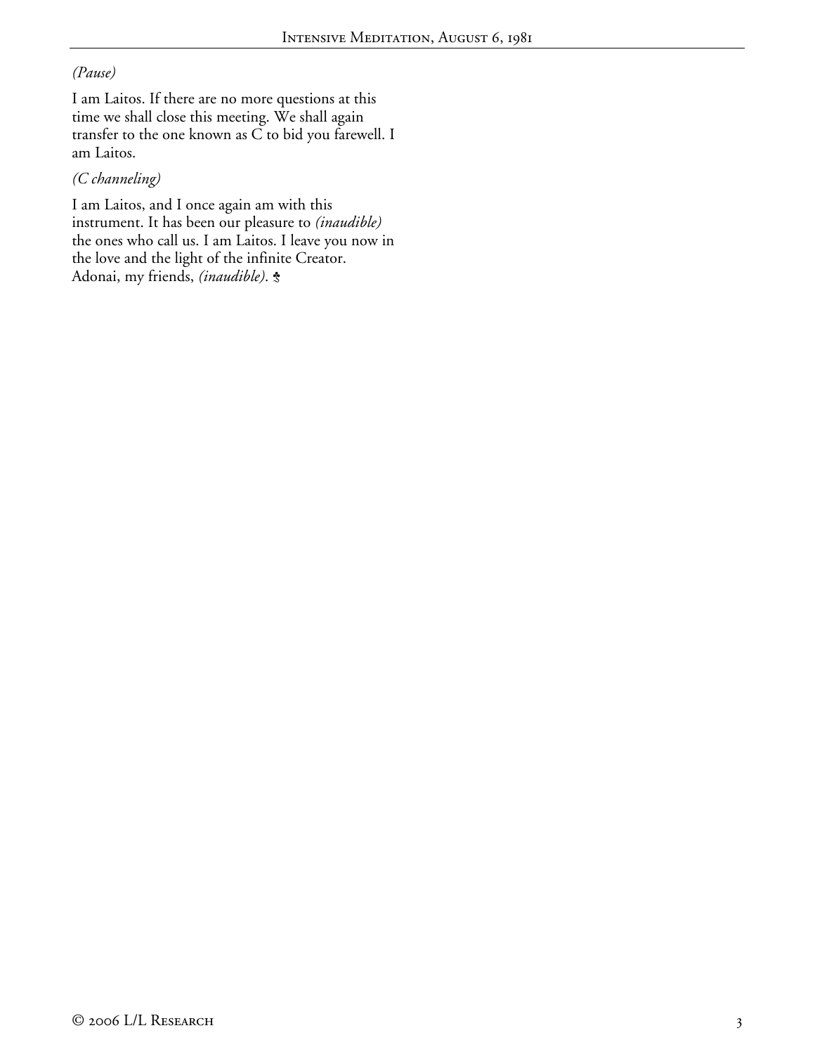*(Pause)*

I am Laitos. If there are no more questions at this time we shall close this meeting. We shall again transfer to the one known as C to bid you farewell. I am Laitos.

*(C channeling)*

I am Laitos, and I once again am with this instrument. It has been our pleasure to *(inaudible)* the ones who call us. I am Laitos. I leave you now in the love and the light of the infinite Creator. Adonai, my friends, *(inaudible)*. ♣